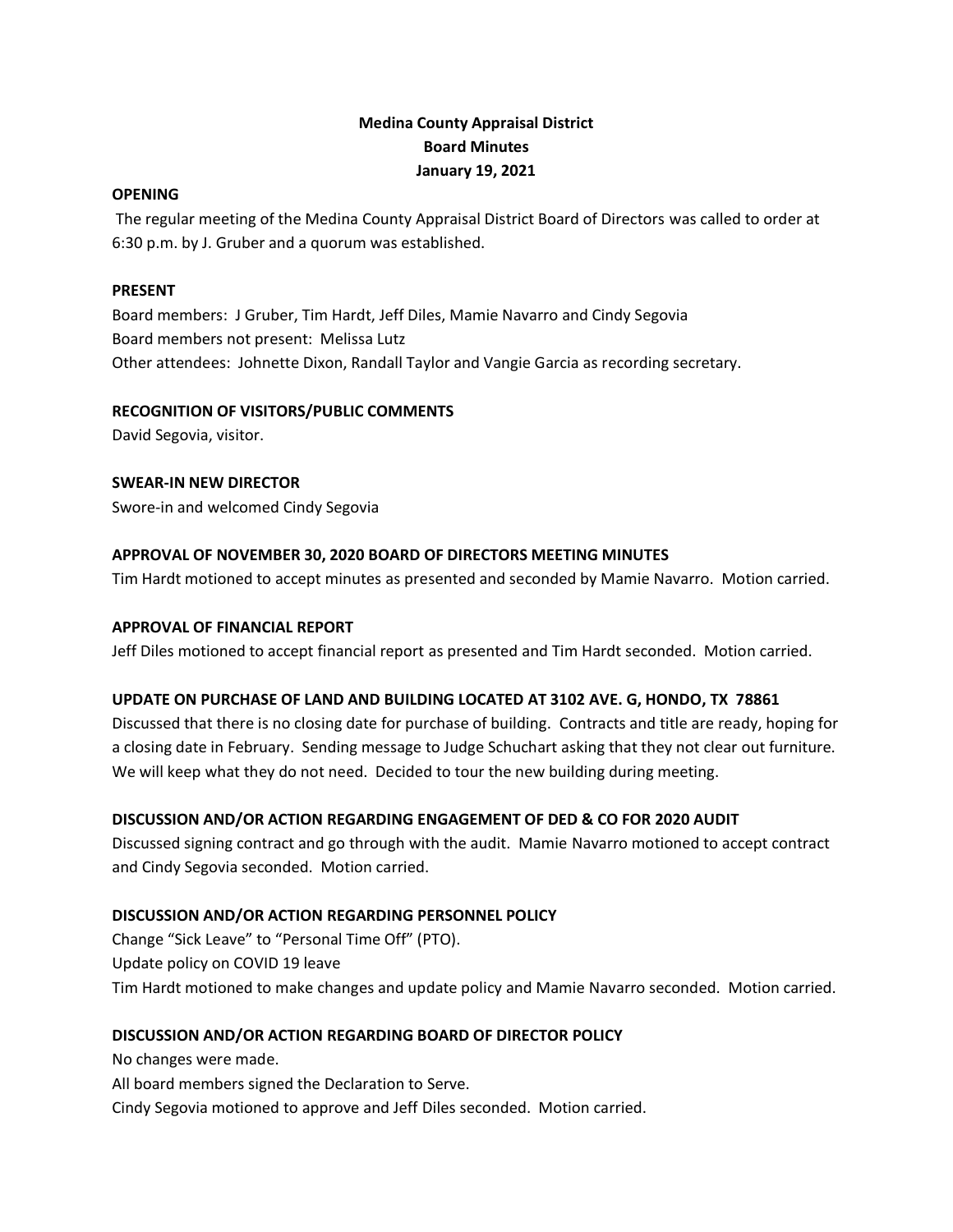# Medina County Appraisal District

## Board Minutes

## January 19, 2021

### OPENING

The regular meeting of the Medina County Appraisal District Board of Directors was called to order at 6:30 p.m. by J. Gruber and a quorum was established.

### PRESENT

Board members: J Gruber, Tim Hardt, Jeff Diles, Mamie Navarro and Cindy Segovia
Board members not present: Melissa Lutz
Other attendees: Johnette Dixon, Randall Taylor and Vangie Garcia as recording secretary.

### RECOGNITION OF VISITORS/PUBLIC COMMENTS

David Segovia, visitor.

### SWEAR-IN NEW DIRECTOR

Swore-in and welcomed Cindy Segovia

### APPROVAL OF NOVEMBER 30, 2020 BOARD OF DIRECTORS MEETING MINUTES

Tim Hardt motioned to accept minutes as presented and seconded by Mamie Navarro. Motion carried.

### APPROVAL OF FINANCIAL REPORT

Jeff Diles motioned to accept financial report as presented and Tim Hardt seconded. Motion carried.

### UPDATE ON PURCHASE OF LAND AND BUILDING LOCATED AT 3102 AVE. G, HONDO, TX 78861

Discussed that there is no closing date for purchase of building. Contracts and title are ready, hoping for a closing date in February. Sending message to Judge Schuchart asking that they not clear out furniture. We will keep what they do not need. Decided to tour the new building during meeting.

### DISCUSSION AND/OR ACTION REGARDING ENGAGEMENT OF DED & CO FOR 2020 AUDIT

Discussed signing contract and go through with the audit. Mamie Navarro motioned to accept contract and Cindy Segovia seconded. Motion carried.

### DISCUSSION AND/OR ACTION REGARDING PERSONNEL POLICY

Change "Sick Leave" to "Personal Time Off" (PTO).
Update policy on COVID 19 leave
Tim Hardt motioned to make changes and update policy and Mamie Navarro seconded. Motion carried.

### DISCUSSION AND/OR ACTION REGARDING BOARD OF DIRECTOR POLICY

No changes were made.
All board members signed the Declaration to Serve.
Cindy Segovia motioned to approve and Jeff Diles seconded. Motion carried.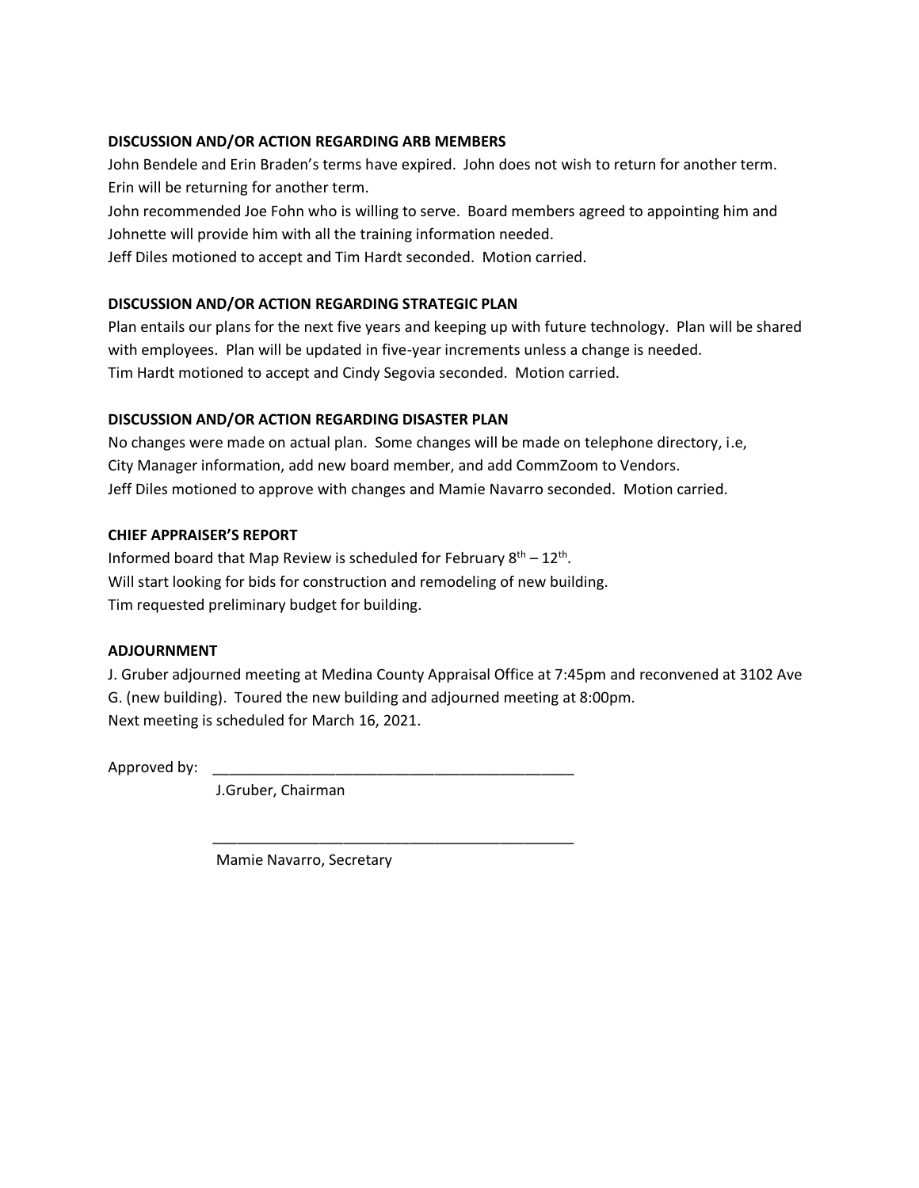**DISCUSSION AND/OR ACTION REGARDING ARB MEMBERS**

John Bendele and Erin Braden's terms have expired. John does not wish to return for another term. Erin will be returning for another term.

John recommended Joe Fohn who is willing to serve. Board members agreed to appointing him and Johnette will provide him with all the training information needed.

Jeff Diles motioned to accept and Tim Hardt seconded. Motion carried.

**DISCUSSION AND/OR ACTION REGARDING STRATEGIC PLAN**

Plan entails our plans for the next five years and keeping up with future technology. Plan will be shared with employees. Plan will be updated in five-year increments unless a change is needed.

Tim Hardt motioned to accept and Cindy Segovia seconded. Motion carried.

**DISCUSSION AND/OR ACTION REGARDING DISASTER PLAN**

No changes were made on actual plan. Some changes will be made on telephone directory, i.e, City Manager information, add new board member, and add CommZoom to Vendors.

Jeff Diles motioned to approve with changes and Mamie Navarro seconded. Motion carried.

**CHIEF APPRAISER'S REPORT**

Informed board that Map Review is scheduled for February 8th – 12th.

Will start looking for bids for construction and remodeling of new building.

Tim requested preliminary budget for building.

**ADJOURNMENT**

J. Gruber adjourned meeting at Medina County Appraisal Office at 7:45pm and reconvened at 3102 Ave G. (new building). Toured the new building and adjourned meeting at 8:00pm.

Next meeting is scheduled for March 16, 2021.

Approved by: _____________________________________________

J.Gruber, Chairman

_____________________________________________

Mamie Navarro, Secretary